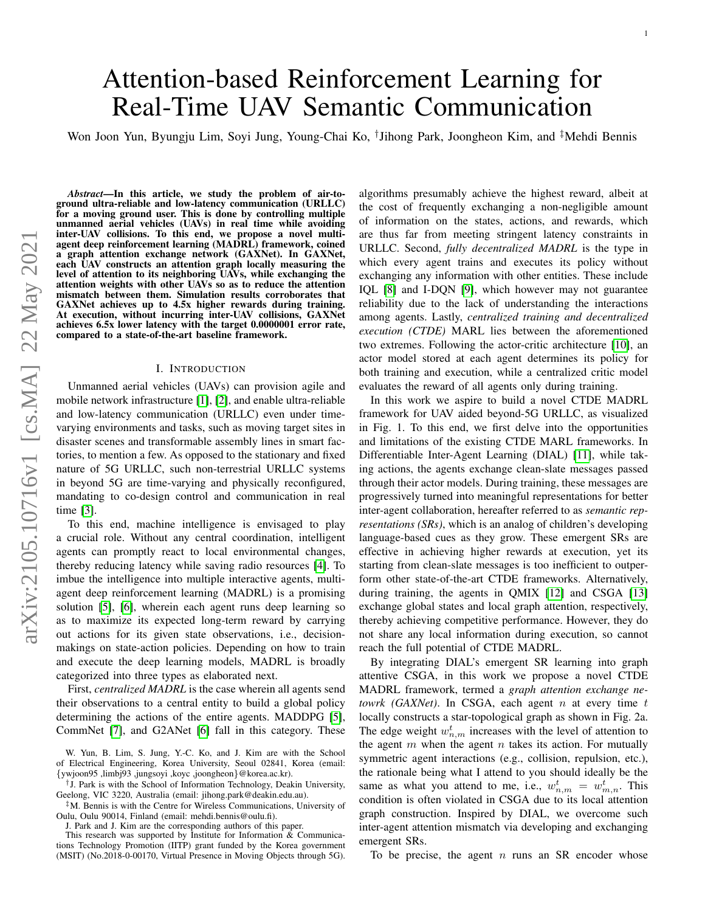# Attention-based Reinforcement Learning for Real-Time UAV Semantic Communication

Won Joon Yun, Byungju Lim, Soyi Jung, Young-Chai Ko, †Jihong Park, Joongheon Kim, and ‡Mehdi Bennis

***Abstract*—In this article, we study the problem of air-to-ground ultra-reliable and low-latency communication (URLLC) for a moving ground user. This is done by controlling multiple unmanned aerial vehicles (UAVs) in real time while avoiding inter-UAV collisions. To this end, we propose a novel multi-agent deep reinforcement learning (MADRL) framework, coined a graph attention exchange network (GAXNet). In GAXNet, each UAV constructs an attention graph locally measuring the level of attention to its neighboring UAVs, while exchanging the attention weights with other UAVs so as to reduce the attention mismatch between them. Simulation results corroborates that GAXNet achieves up to 4.5x higher rewards during training. At execution, without incurring inter-UAV collisions, GAXNet achieves 6.5x lower latency with the target 0.0000001 error rate, compared to a state-of-the-art baseline framework.**

## I. Introduction

Unmanned aerial vehicles (UAVs) can provision agile and mobile network infrastructure [1], [2], and enable ultra-reliable and low-latency communication (URLLC) even under time-varying environments and tasks, such as moving target sites in disaster scenes and transformable assembly lines in smart factories, to mention a few. As opposed to the stationary and fixed nature of 5G URLLC, such non-terrestrial URLLC systems in beyond 5G are time-varying and physically reconfigured, mandating to co-design control and communication in real time [3].

To this end, machine intelligence is envisaged to play a crucial role. Without any central coordination, intelligent agents can promptly react to local environmental changes, thereby reducing latency while saving radio resources [4]. To imbue the intelligence into multiple interactive agents, multi-agent deep reinforcement learning (MADRL) is a promising solution [5], [6], wherein each agent runs deep learning so as to maximize its expected long-term reward by carrying out actions for its given state observations, i.e., decision-makings on state-action policies. Depending on how to train and execute the deep learning models, MADRL is broadly categorized into three types as elaborated next.

First, *centralized MADRL* is the case wherein all agents send their observations to a central entity to build a global policy determining the actions of the entire agents. MADDPG [5], CommNet [7], and G2ANet [6] fall in this category. These algorithms presumably achieve the highest reward, albeit at the cost of frequently exchanging a non-negligible amount of information on the states, actions, and rewards, which are thus far from meeting stringent latency constraints in URLLC. Second, *fully decentralized MADRL* is the type in which every agent trains and executes its policy without exchanging any information with other entities. These include IQL [8] and I-DQN [9], which however may not guarantee reliability due to the lack of understanding the interactions among agents. Lastly, *centralized training and decentralized execution (CTDE)* MARL lies between the aforementioned two extremes. Following the actor-critic architecture [10], an actor model stored at each agent determines its policy for both training and execution, while a centralized critic model evaluates the reward of all agents only during training.

In this work we aspire to build a novel CTDE MADRL framework for UAV aided beyond-5G URLLC, as visualized in Fig. 1. To this end, we first delve into the opportunities and limitations of the existing CTDE MARL frameworks. In Differentiable Inter-Agent Learning (DIAL) [11], while taking actions, the agents exchange clean-slate messages passed through their actor models. During training, these messages are progressively turned into meaningful representations for better inter-agent collaboration, hereafter referred to as *semantic representations (SRs)*, which is an analog of children's developing language-based cues as they grow. These emergent SRs are effective in achieving higher rewards at execution, yet its starting from clean-slate messages is too inefficient to outperform other state-of-the-art CTDE frameworks. Alternatively, during training, the agents in QMIX [12] and CSGA [13] exchange global states and local graph attention, respectively, thereby achieving competitive performance. However, they do not share any local information during execution, so cannot reach the full potential of CTDE MADRL.

By integrating DIAL's emergent SR learning into graph attentive CSGA, in this work we propose a novel CTDE MADRL framework, termed a *graph attention exchange netowrk (GAXNet)*. In CSGA, each agent $n$ at every time $t$ locally constructs a star-topological graph as shown in Fig. 2a. The edge weight $w^t_{n,m}$ increases with the level of attention to the agent $m$ when the agent $n$ takes its action. For mutually symmetric agent interactions (e.g., collision, repulsion, etc.), the rationale being what I attend to you should ideally be the same as what you attend to me, i.e., $w^t_{n,m} = w^t_{m,n}$. This condition is often violated in CSGA due to its local attention graph construction. Inspired by DIAL, we overcome such inter-agent attention mismatch via developing and exchanging emergent SRs.

To be precise, the agent $n$ runs an SR encoder whose

W. Yun, B. Lim, S. Jung, Y.-C. Ko, and J. Kim are with the School of Electrical Engineering, Korea University, Seoul 02841, Korea (email: {ywjoon95 ,limbj93 ,jungsoyi ,koyc ,joongheon}@korea.ac.kr).

†J. Park is with the School of Information Technology, Deakin University, Geelong, VIC 3220, Australia (email: jihong.park@deakin.edu.au).

‡M. Bennis is with the Centre for Wireless Communications, University of Oulu, Oulu 90014, Finland (email: mehdi.bennis@oulu.fi).

J. Park and J. Kim are the corresponding authors of this paper.

This research was supported by Institute for Information & Communications Technology Promotion (IITP) grant funded by the Korea government (MSIT) (No.2018-0-00170, Virtual Presence in Moving Objects through 5G).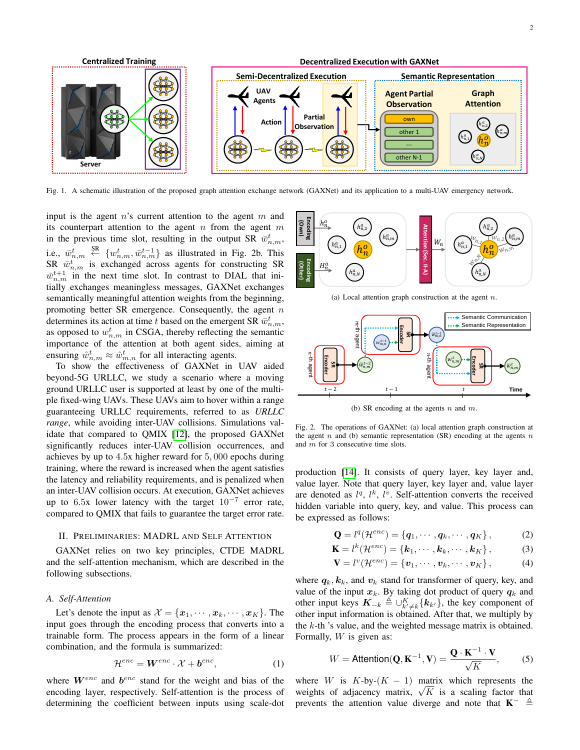Fig. 1. A schematic illustration of the proposed graph attention exchange network (GAXNet) and its application to a multi-UAV emergency network.

input is the agent $n$'s current attention to the agent $m$ and its counterpart attention to the agent $n$ from the agent $m$ in the previous time slot, resulting in the output SR $\bar{w}^t_{n,m}$ i.e., $\bar{w}^t_{n,m} \overset{\text{SR}}{\leftarrow} \{w^t_{n,m}, \bar{w}^{t-1}_{n,m}\}$ as illustrated in Fig. 2b. This SR $\bar{w}^t_{n,m}$ is exchanged across agents for constructing SR $\bar{w}^{t+1}_{n,m}$ in the next time slot. In contrast to DIAL that initially exchanges meaningless messages, GAXNet exchanges semantically meaningful attention weights from the beginning, promoting better SR emergence. Consequently, the agent $n$ determines its action at time $t$ based on the emergent SR $\bar{w}^t_{n,m}$, as opposed to $w^t_{n,m}$ in CSGA, thereby reflecting the semantic importance of the attention at both agent sides, aiming at ensuring $\hat{w}^t_{n,m} \approx \hat{w}^t_{m,n}$ for all interacting agents.

To show the effectiveness of GAXNet in UAV aided beyond-5G URLLC, we study a scenario where a moving ground URLLC user is supported at least by one of the multiple fixed-wing UAVs. These UAVs aim to hover within a range guaranteeing URLLC requirements, referred to as *URLLC range*, while avoiding inter-UAV collisions. Simulations validate that compared to QMIX [12], the proposed GAXNet significantly reduces inter-UAV collision occurrences, and achieves by up to 4.5x higher reward for 5,000 epochs during training, where the reward is increased when the agent satisfies the latency and reliability requirements, and is penalized when an inter-UAV collision occurs. At execution, GAXNet achieves up to 6.5x lower latency with the target $10^{-7}$ error rate, compared to QMIX that fails to guarantee the target error rate.

## II. Preliminaries: MADRL and Self Attention

GAXNet relies on two key principles, CTDE MADRL and the self-attention mechanism, which are described in the following subsections.

### A. Self-Attention

Let's denote the input as $\mathcal{X} = \{\boldsymbol{x}_1, \cdots, \boldsymbol{x}_k, \cdots, \boldsymbol{x}_K\}$. The input goes through the encoding process that converts into a trainable form. The process appears in the form of a linear combination, and the formula is summarized:

$$\mathcal{H}^{enc} = \boldsymbol{W}^{enc} \cdot \mathcal{X} + \boldsymbol{b}^{enc}, \tag{1}$$

where $\boldsymbol{W}^{enc}$ and $\boldsymbol{b}^{enc}$ stand for the weight and bias of the encoding layer, respectively. Self-attention is the process of determining the coefficient between inputs using scale-dot

Fig. 2. The operations of GAXNet: (a) local attention graph construction at the agent $n$ and (b) semantic representation (SR) encoding at the agents $n$ and $m$ for 3 consecutive time slots.

(a) Local attention graph construction at the agent $n$.

(b) SR encoding at the agents $n$ and $m$.

production [14]. It consists of query layer, key layer and, value layer. Note that query layer, key layer and, value layer are denoted as $l^q$, $l^k$, $l^v$. Self-attention converts the received hidden variable into query, key, and value. This process can be expressed as follows:

$$\mathbf{Q} = l^q(\mathcal{H}^{enc}) = \{\boldsymbol{q}_1, \cdots, \boldsymbol{q}_k, \cdots, \boldsymbol{q}_K\}, \tag{2}$$

$$\mathbf{K} = l^k(\mathcal{H}^{enc}) = \{\boldsymbol{k}_1, \cdots, \boldsymbol{k}_k, \cdots, \boldsymbol{k}_K\}, \tag{3}$$

$$\mathbf{V} = l^v(\mathcal{H}^{enc}) = \{\boldsymbol{v}_1, \cdots, \boldsymbol{v}_k, \cdots, \boldsymbol{v}_K\}, \tag{4}$$

where $\boldsymbol{q}_k, \boldsymbol{k}_k$, and $\boldsymbol{v}_k$ stand for transformer of query, key, and value of the input $\boldsymbol{x}_k$. By taking dot product of query $\boldsymbol{q}_k$ and other input keys $\boldsymbol{K}_{-k} \triangleq \cup^K_{k' \neq k}\{\boldsymbol{k}_{k'}\}$, the key component of other input information is obtained. After that, we multiply by the $k$-th 's value, and the weighted message matrix is obtained. Formally, $W$ is given as:

$$W = \text{Attention}(\mathbf{Q}, \mathbf{K}^{-1}, \mathbf{V}) = \frac{\mathbf{Q} \cdot \mathbf{K}^{-1} \cdot \mathbf{V}}{\sqrt{K}}, \tag{5}$$

where $W$ is $K$-by-$(K-1)$ matrix which represents the weights of adjacency matrix, $\sqrt{K}$ is a scaling factor that prevents the attention value diverge and note that $\mathbf{K}^{-} \triangleq$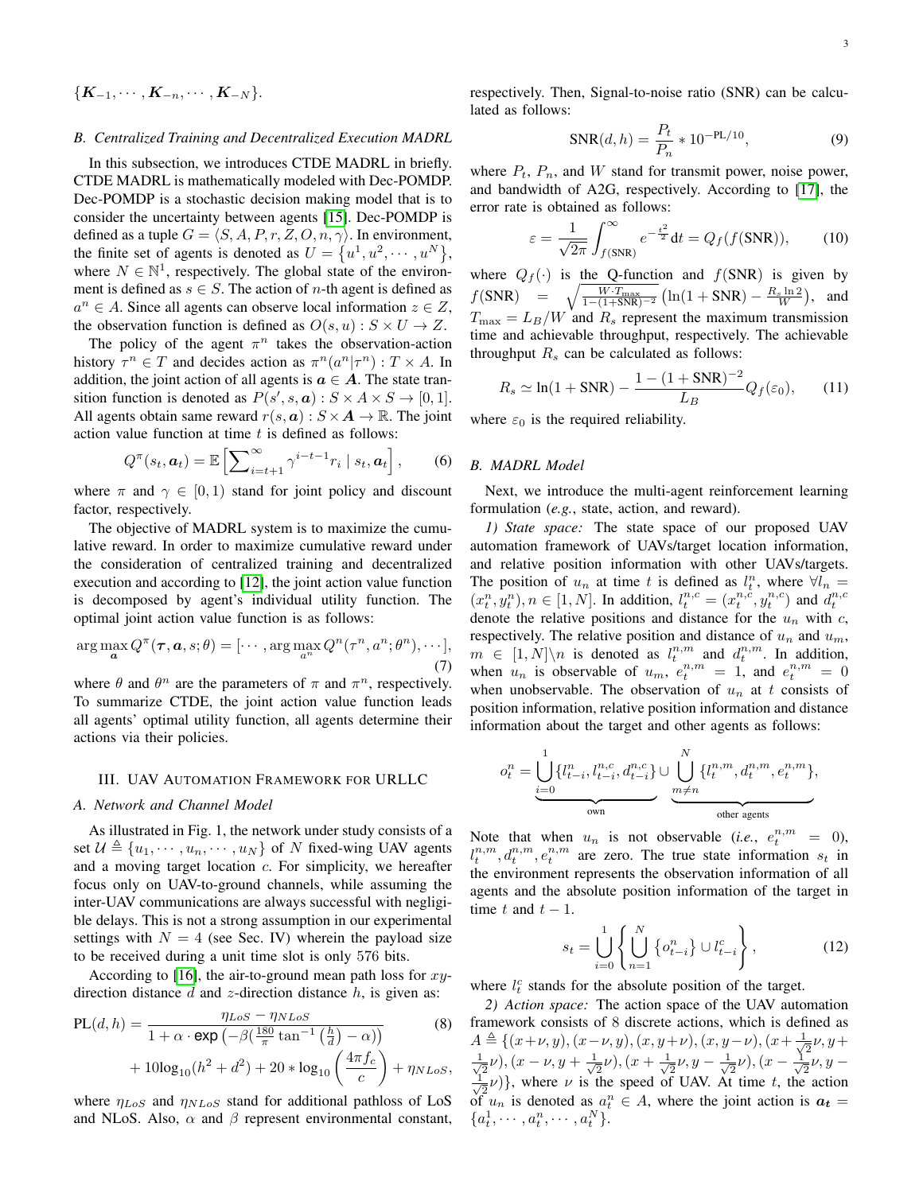$\{\boldsymbol{K}_{-1}, \cdots, \boldsymbol{K}_{-n}, \cdots, \boldsymbol{K}_{-N}\}$.

### B. Centralized Training and Decentralized Execution MADRL

In this subsection, we introduces CTDE MADRL in briefly. CTDE MADRL is mathematically modeled with Dec-POMDP. Dec-POMDP is a stochastic decision making model that is to consider the uncertainty between agents [15]. Dec-POMDP is defined as a tuple $G = \langle S, A, P, r, Z, O, n, \gamma \rangle$. In environment, the finite set of agents is denoted as $U = \{u^1, u^2, \cdots, u^N\}$, where $N \in \mathbb{N}^1$, respectively. The global state of the environment is defined as $s \in S$. The action of $n$-th agent is defined as $a^n \in A$. Since all agents can observe local information $z \in Z$, the observation function is defined as $O(s, u) : S \times U \rightarrow Z$.

The policy of the agent $\pi^n$ takes the observation-action history $\tau^n \in T$ and decides action as $\pi^n(a^n|\tau^n) : T \times A$. In addition, the joint action of all agents is $\boldsymbol{a} \in \boldsymbol{A}$. The state transition function is denoted as $P(s', s, \boldsymbol{a}) : S \times A \times S \rightarrow [0, 1]$. All agents obtain same reward $r(s, \boldsymbol{a}) : S \times \boldsymbol{A} \rightarrow \mathbb{R}$. The joint action value function at time $t$ is defined as follows:

$$Q^{\pi}(s_t, \boldsymbol{a}_t) = \mathbb{E}\left[\sum\nolimits_{i=t+1}^{\infty} \gamma^{i-t-1} r_i \mid s_t, \boldsymbol{a}_t\right], \tag{6}$$

where $\pi$ and $\gamma \in [0, 1)$ stand for joint policy and discount factor, respectively.

The objective of MADRL system is to maximize the cumulative reward. In order to maximize cumulative reward under the consideration of centralized training and decentralized execution and according to [12], the joint action value function is decomposed by agent's individual utility function. The optimal joint action value function is as follows:

$$\arg\max_{\boldsymbol{a}} Q^{\pi}(\boldsymbol{\tau}, \boldsymbol{a}, s; \theta) = [\cdots, \arg\max_{a^n} Q^n(\tau^n, a^n; \theta^n), \cdots], \tag{7}$$

where $\theta$ and $\theta^n$ are the parameters of $\pi$ and $\pi^n$, respectively. To summarize CTDE, the joint action value function leads all agents' optimal utility function, all agents determine their actions via their policies.

## III. UAV Automation Framework for URLLC

### A. Network and Channel Model

As illustrated in Fig. 1, the network under study consists of a set $\mathcal{U} \triangleq \{u_1, \cdots, u_n, \cdots, u_N\}$ of $N$ fixed-wing UAV agents and a moving target location $c$. For simplicity, we hereafter focus only on UAV-to-ground channels, while assuming the inter-UAV communications are always successful with negligible delays. This is not a strong assumption in our experimental settings with $N = 4$ (see Sec. IV) wherein the payload size to be received during a unit time slot is only 576 bits.

According to [16], the air-to-ground mean path loss for $xy$-direction distance $d$ and $z$-direction distance $h$, is given as:

$$\begin{aligned}\mathrm{PL}(d, h) = &\frac{\eta_{LoS} - \eta_{NLoS}}{1 + \alpha \cdot \exp\left(-\beta(\frac{180}{\pi}\tan^{-1}\left(\frac{h}{d}\right) - \alpha)\right)} \\ &+ 10\log_{10}(h^2 + d^2) + 20 * \log_{10}\left(\frac{4\pi f_c}{c}\right) + \eta_{NLoS},\end{aligned} \tag{8}$$

where $\eta_{LoS}$ and $\eta_{NLoS}$ stand for additional pathloss of LoS and NLoS. Also, $\alpha$ and $\beta$ represent environmental constant, respectively. Then, Signal-to-noise ratio (SNR) can be calculated as follows:

$$\mathrm{SNR}(d, h) = \frac{P_t}{P_n} * 10^{-\mathrm{PL}/10}, \tag{9}$$

where $P_t$, $P_n$, and $W$ stand for transmit power, noise power, and bandwidth of A2G, respectively. According to [17], the error rate is obtained as follows:

$$\varepsilon = \frac{1}{\sqrt{2\pi}} \int_{f(\mathrm{SNR})}^{\infty} e^{-\frac{t^2}{2}} \mathrm{d}t = Q_f(f(\mathrm{SNR})), \tag{10}$$

where $Q_f(\cdot)$ is the Q-function and $f(\mathrm{SNR})$ is given by $f(\mathrm{SNR}) = \sqrt{\frac{W \cdot T_{\max}}{1 - (1 + \mathrm{SNR})^{-2}}}\left(\ln(1 + \mathrm{SNR}) - \frac{R_s \ln 2}{W}\right)$, and $T_{\max} = L_B/W$ and $R_s$ represent the maximum transmission time and achievable throughput, respectively. The achievable throughput $R_s$ can be calculated as follows:

$$R_s \simeq \ln(1 + \mathrm{SNR}) - \frac{1 - (1 + \mathrm{SNR})^{-2}}{L_B} Q_f(\varepsilon_0), \tag{11}$$

where $\varepsilon_0$ is the required reliability.

### B. MADRL Model

Next, we introduce the multi-agent reinforcement learning formulation (*e.g.*, state, action, and reward).

*1) State space:* The state space of our proposed UAV automation framework of UAVs/target location information, and relative position information with other UAVs/targets. The position of $u_n$ at time $t$ is defined as $l_t^n$, where $\forall l_n = (x_t^n, y_t^n), n \in [1, N]$. In addition, $l_t^{n,c} = (x_t^{n,c}, y_t^{n,c})$ and $d_t^{n,c}$ denote the relative positions and distance for the $u_n$ with $c$, respectively. The relative position and distance of $u_n$ and $u_m$, $m \in [1, N] \backslash n$ is denoted as $l_t^{n,m}$ and $d_t^{n,m}$. In addition, when $u_n$ is observable of $u_m$, $e_t^{n,m} = 1$, and $e_t^{n,m} = 0$ when unobservable. The observation of $u_n$ at $t$ consists of position information, relative position information and distance information about the target and other agents as follows:

$$o_t^n = \underbrace{\bigcup_{i=0}^{1}\{l_{t-i}^n, l_{t-i}^{n,c}, d_{t-i}^{n,c}\}}_{\text{own}} \cup \underbrace{\bigcup_{m \neq n}^{N}\{l_t^{n,m}, d_t^{n,m}, e_t^{n,m}\}}_{\text{other agents}},$$

Note that when $u_n$ is not observable (*i.e.*, $e_t^{n,m} = 0$), $l_t^{n,m}, d_t^{n,m}, e_t^{n,m}$ are zero. The true state information $s_t$ in the environment represents the observation information of all agents and the absolute position information of the target in time $t$ and $t-1$.

$$s_t = \bigcup_{i=0}^{1}\left\{\bigcup_{n=1}^{N}\{o_{t-i}^n\} \cup l_{t-i}^c\right\}, \tag{12}$$

where $l_t^c$ stands for the absolute position of the target.

*2) Action space:* The action space of the UAV automation framework consists of 8 discrete actions, which is defined as $A \triangleq \{(x+\nu, y), (x-\nu, y), (x, y+\nu), (x, y-\nu), (x+\frac{1}{\sqrt{2}}\nu, y+\frac{1}{\sqrt{2}}\nu), (x-\nu, y+\frac{1}{\sqrt{2}}\nu), (x+\frac{1}{\sqrt{2}}\nu, y-\frac{1}{\sqrt{2}}\nu), (x-\frac{1}{\sqrt{2}}\nu, y-\frac{1}{\sqrt{2}}\nu)\}$, where $\nu$ is the speed of UAV. At time $t$, the action of $u_n$ is denoted as $a_t^n \in A$, where the joint action is $\boldsymbol{a_t} = \{a_t^1, \cdots, a_t^n, \cdots, a_t^N\}$.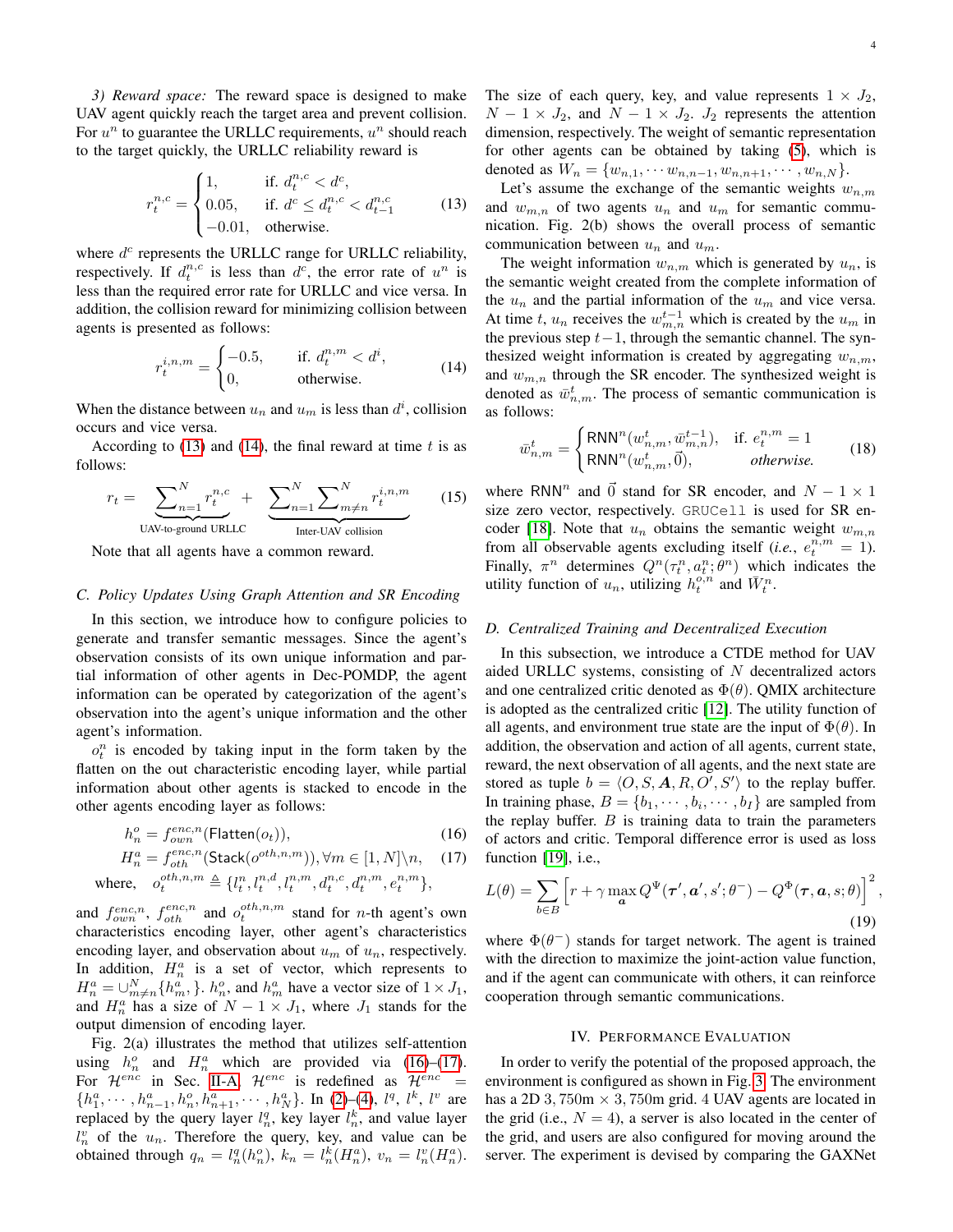*3) Reward space:* The reward space is designed to make UAV agent quickly reach the target area and prevent collision. For $u^n$ to guarantee the URLLC requirements, $u^n$ should reach to the target quickly, the URLLC reliability reward is

$$r_t^{n,c} = \begin{cases} 1, & \text{if. } d_t^{n,c} < d^c, \\ 0.05, & \text{if. } d^c \leq d_t^{n,c} < d_{t-1}^{n,c} \\ -0.01, & \text{otherwise.} \end{cases} \tag{13}$$

where $d^c$ represents the URLLC range for URLLC reliability, respectively. If $d_t^{n,c}$ is less than $d^c$, the error rate of $u^n$ is less than the required error rate for URLLC and vice versa. In addition, the collision reward for minimizing collision between agents is presented as follows:

$$r_t^{i,n,m} = \begin{cases} -0.5, & \text{if. } d_t^{n,m} < d^i, \\ 0, & \text{otherwise.} \end{cases} \tag{14}$$

When the distance between $u_n$ and $u_m$ is less than $d^i$, collision occurs and vice versa.

According to (13) and (14), the final reward at time $t$ is as follows:

$$r_t = \underbrace{\sum\nolimits_{n=1}^{N} r_t^{n,c}}_{\text{UAV-to-ground URLLC}} + \underbrace{\sum\nolimits_{n=1}^{N} \sum\nolimits_{m \neq n}^{N} r_t^{i,n,m}}_{\text{Inter-UAV collision}} \tag{15}$$

Note that all agents have a common reward.

### C. Policy Updates Using Graph Attention and SR Encoding

In this section, we introduce how to configure policies to generate and transfer semantic messages. Since the agent's observation consists of its own unique information and partial information of other agents in Dec-POMDP, the agent information can be operated by categorization of the agent's observation into the agent's unique information and the other agent's information.

$o_t^n$ is encoded by taking input in the form taken by the flatten on the out characteristic encoding layer, while partial information about other agents is stacked to encode in the other agents encoding layer as follows:

$$h_n^o = f_{own}^{enc,n}(\mathsf{Flatten}(o_t)), \tag{16}$$

$$H_n^a = f_{oth}^{enc,n}(\mathsf{Stack}(o^{oth,n,m})), \forall m \in [1, N] \backslash n, \tag{17}$$

$$\text{where,} \quad o_t^{oth,n,m} \triangleq \{l_t^n, l_t^{n,d}, l_t^{n,m}, d_t^{n,c}, d_t^{n,m}, e_t^{n,m}\},$$

and $f_{own}^{enc,n}$, $f_{oth}^{enc,n}$ and $o_t^{oth,n,m}$ stand for $n$-th agent's own characteristics encoding layer, other agent's characteristics encoding layer, and observation about $u_m$ of $u_n$, respectively. In addition, $H_n^a$ is a set of vector, which represents to $H_n^a = \cup_{m \neq n}^{N} \{h_m^a, \}$. $h_n^o$, and $h_m^a$ have a vector size of $1 \times J_1$, and $H_n^a$ has a size of $N - 1 \times J_1$, where $J_1$ stands for the output dimension of encoding layer.

Fig. 2(a) illustrates the method that utilizes self-attention using $h_n^o$ and $H_n^a$ which are provided via (16)–(17). For $\mathcal{H}^{enc}$ in Sec. II-A, $\mathcal{H}^{enc}$ is redefined as $\mathcal{H}^{enc} = \{h_1^a, \cdots, h_{n-1}^a, h_n^o, h_{n+1}^a, \cdots, h_N^a\}$. In (2)–(4), $l^q$, $l^k$, $l^v$ are replaced by the query layer $l_n^q$, key layer $l_n^k$, and value layer $l_n^v$ of the $u_n$. Therefore the query, key, and value can be obtained through $q_n = l_n^q(h_n^o)$, $k_n = l_n^k(H_n^a)$, $v_n = l_n^v(H_n^a)$. The size of each query, key, and value represents $1 \times J_2$, $N - 1 \times J_2$, and $N - 1 \times J_2$. $J_2$ represents the attention dimension, respectively. The weight of semantic representation for other agents can be obtained by taking (5), which is denoted as $W_n = \{w_{n,1}, \cdots w_{n,n-1}, w_{n,n+1}, \cdots, w_{n,N}\}$.

Let's assume the exchange of the semantic weights $w_{n,m}$ and $w_{m,n}$ of two agents $u_n$ and $u_m$ for semantic communication. Fig. 2(b) shows the overall process of semantic communication between $u_n$ and $u_m$.

The weight information $w_{n,m}$ which is generated by $u_n$, is the semantic weight created from the complete information of the $u_n$ and the partial information of the $u_m$ and vice versa. At time $t$, $u_n$ receives the $w_{m,n}^{t-1}$ which is created by the $u_m$ in the previous step $t-1$, through the semantic channel. The synthesized weight information is created by aggregating $w_{n,m}$, and $w_{m,n}$ through the SR encoder. The synthesized weight is denoted as $\bar{w}_{n,m}^t$. The process of semantic communication is as follows:

$$\bar{w}_{n,m}^t = \begin{cases} \mathsf{RNN}^n(w_{n,m}^t, \bar{w}_{m,n}^{t-1}), & \text{if. } e_t^{n,m} = 1 \\ \mathsf{RNN}^n(w_{n,m}^t, \vec{0}), & \textit{otherwise.} \end{cases} \tag{18}$$

where $\mathsf{RNN}^n$ and $\vec{0}$ stand for SR encoder, and $N - 1 \times 1$ size zero vector, respectively. `GRUCell` is used for SR encoder [18]. Note that $u_n$ obtains the semantic weight $w_{m,n}$ from all observable agents excluding itself (*i.e.*, $e_t^{n,m} = 1$). Finally, $\pi^n$ determines $Q^n(\tau_t^n, a_t^n; \theta^n)$ which indicates the utility function of $u_n$, utilizing $h_t^{o,n}$ and $\bar{W}_t^n$.

### D. Centralized Training and Decentralized Execution

In this subsection, we introduce a CTDE method for UAV aided URLLC systems, consisting of $N$ decentralized actors and one centralized critic denoted as $\Phi(\theta)$. QMIX architecture is adopted as the centralized critic [12]. The utility function of all agents, and environment true state are the input of $\Phi(\theta)$. In addition, the observation and action of all agents, current state, reward, the next observation of all agents, and the next state are stored as tuple $b = \langle O, S, \boldsymbol{A}, R, O', S' \rangle$ to the replay buffer. In training phase, $B = \{b_1, \cdots, b_i, \cdots, b_I\}$ are sampled from the replay buffer. $B$ is training data to train the parameters of actors and critic. Temporal difference error is used as loss function [19], i.e.,

$$L(\theta) = \sum_{b \in B} \Big[ r + \gamma \max_{\boldsymbol{a}} Q^{\Psi}(\boldsymbol{\tau}', \boldsymbol{a}', s'; \theta^-) - Q^{\Phi}(\boldsymbol{\tau}, \boldsymbol{a}, s; \theta) \Big]^2, \tag{19}$$

where $\Phi(\theta^-)$ stands for target network. The agent is trained with the direction to maximize the joint-action value function, and if the agent can communicate with others, it can reinforce cooperation through semantic communications.

## IV. Performance Evaluation

In order to verify the potential of the proposed approach, the environment is configured as shown in Fig. 3. The environment has a 2D 3,750m × 3,750m grid. 4 UAV agents are located in the grid (i.e., $N = 4$), a server is also located in the center of the grid, and users are also configured for moving around the server. The experiment is devised by comparing the GAXNet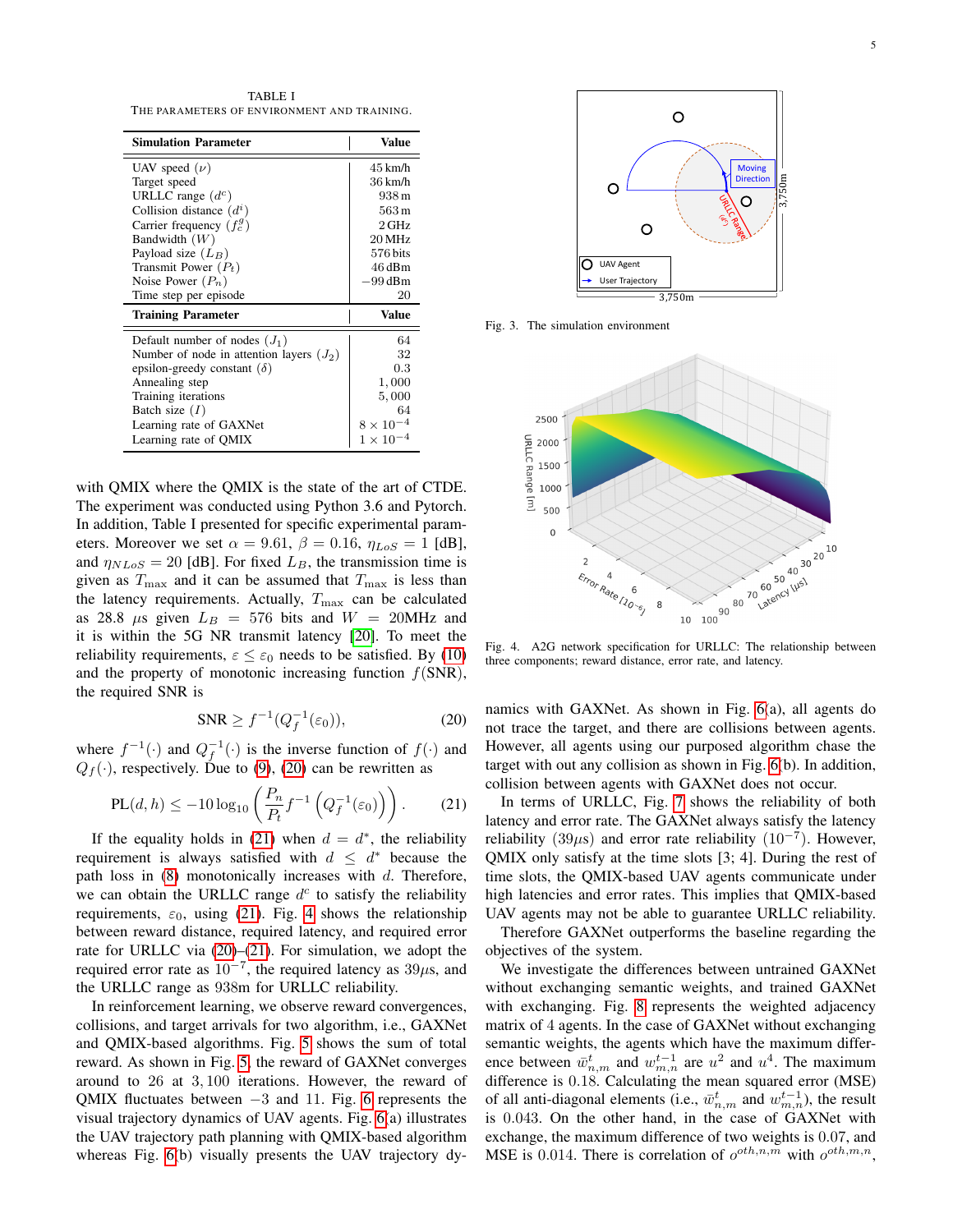TABLE I
THE PARAMETERS OF ENVIRONMENT AND TRAINING.

| Simulation Parameter | Value |
|---|---|
| UAV speed ($\nu$) | 45 km/h |
| Target speed | 36 km/h |
| URLLC range ($d^c$) | 938 m |
| Collision distance ($d^i$) | 563 m |
| Carrier frequency ($f_c^g$) | 2 GHz |
| Bandwidth ($W$) | 20 MHz |
| Payload size ($L_B$) | 576 bits |
| Transmit Power ($P_t$) | 46 dBm |
| Noise Power ($P_n$) | −99 dBm |
| Time step per episode | 20 |
| **Training Parameter** | **Value** |
| Default number of nodes ($J_1$) | 64 |
| Number of node in attention layers ($J_2$) | 32 |
| epsilon-greedy constant ($\delta$) | 0.3 |
| Annealing step | 1,000 |
| Training iterations | 5,000 |
| Batch size ($I$) | 64 |
| Learning rate of GAXNet | $8 \times 10^{-4}$ |
| Learning rate of QMIX | $1 \times 10^{-4}$ |

with QMIX where the QMIX is the state of the art of CTDE. The experiment was conducted using Python 3.6 and Pytorch. In addition, Table I presented for specific experimental parameters. Moreover we set $\alpha = 9.61$, $\beta = 0.16$, $\eta_{LoS} = 1$ [dB], and $\eta_{NLoS} = 20$ [dB]. For fixed $L_B$, the transmission time is given as $T_{\max}$ and it can be assumed that $T_{\max}$ is less than the latency requirements. Actually, $T_{\max}$ can be calculated as 28.8 $\mu$s given $L_B = 576$ bits and $W = 20$MHz and it is within the 5G NR transmit latency [20]. To meet the reliability requirements, $\varepsilon \leq \varepsilon_0$ needs to be satisfied. By (10) and the property of monotonic increasing function $f(\text{SNR})$, the required SNR is

$$\text{SNR} \geq f^{-1}(Q_f^{-1}(\varepsilon_0)), \tag{20}$$

where $f^{-1}(\cdot)$ and $Q_f^{-1}(\cdot)$ is the inverse function of $f(\cdot)$ and $Q_f(\cdot)$, respectively. Due to (9), (20) can be rewritten as

$$\text{PL}(d, h) \leq -10\log_{10}\left(\frac{P_n}{P_t} f^{-1}\left(Q_f^{-1}(\varepsilon_0)\right)\right). \tag{21}$$

If the equality holds in (21) when $d = d^*$, the reliability requirement is always satisfied with $d \leq d^*$ because the path loss in (8) monotonically increases with $d$. Therefore, we can obtain the URLLC range $d^c$ to satisfy the reliability requirements, $\varepsilon_0$, using (21). Fig. 4 shows the relationship between reward distance, required latency, and required error rate for URLLC via (20)–(21). For simulation, we adopt the required error rate as $10^{-7}$, the required latency as 39$\mu$s, and the URLLC range as 938m for URLLC reliability.

In reinforcement learning, we observe reward convergences, collisions, and target arrivals for two algorithm, i.e., GAXNet and QMIX-based algorithms. Fig. 5 shows the sum of total reward. As shown in Fig. 5, the reward of GAXNet converges around to 26 at 3,100 iterations. However, the reward of QMIX fluctuates between −3 and 11. Fig. 6 represents the visual trajectory dynamics of UAV agents. Fig. 6(a) illustrates the UAV trajectory path planning with QMIX-based algorithm whereas Fig. 6(b) visually presents the UAV trajectory dynamics with GAXNet. As shown in Fig. 6(a), all agents do not trace the target, and there are collisions between agents. However, all agents using our purposed algorithm chase the target without any collision as shown in Fig. 6(b). In addition, collision between agents with GAXNet does not occur.

Fig. 3. The simulation environment

Fig. 4. A2G network specification for URLLC: The relationship between three components; reward distance, error rate, and latency.

In terms of URLLC, Fig. 7 shows the reliability of both latency and error rate. The GAXNet always satisfy the latency reliability (39$\mu$s) and error rate reliability ($10^{-7}$). However, QMIX only satisfy at the time slots [3; 4]. During the rest of time slots, the QMIX-based UAV agents communicate under high latencies and error rates. This implies that QMIX-based UAV agents may not be able to guarantee URLLC reliability.

Therefore GAXNet outperforms the baseline regarding the objectives of the system.

We investigate the differences between untrained GAXNet without exchanging semantic weights, and trained GAXNet with exchanging. Fig. 8 represents the weighted adjacency matrix of 4 agents. In the case of GAXNet without exchanging semantic weights, the agents which have the maximum difference between $\bar{w}^t_{n,m}$ and $w^{t-1}_{m,n}$ are $u^2$ and $u^4$. The maximum difference is 0.18. Calculating the mean squared error (MSE) of all anti-diagonal elements (i.e., $\bar{w}^t_{n,m}$ and $w^{t-1}_{m,n}$), the result is 0.043. On the other hand, in the case of GAXNet with exchange, the maximum difference of two weights is 0.07, and MSE is 0.014. There is correlation of $o^{oth,n,m}$ with $o^{oth,m,n}$,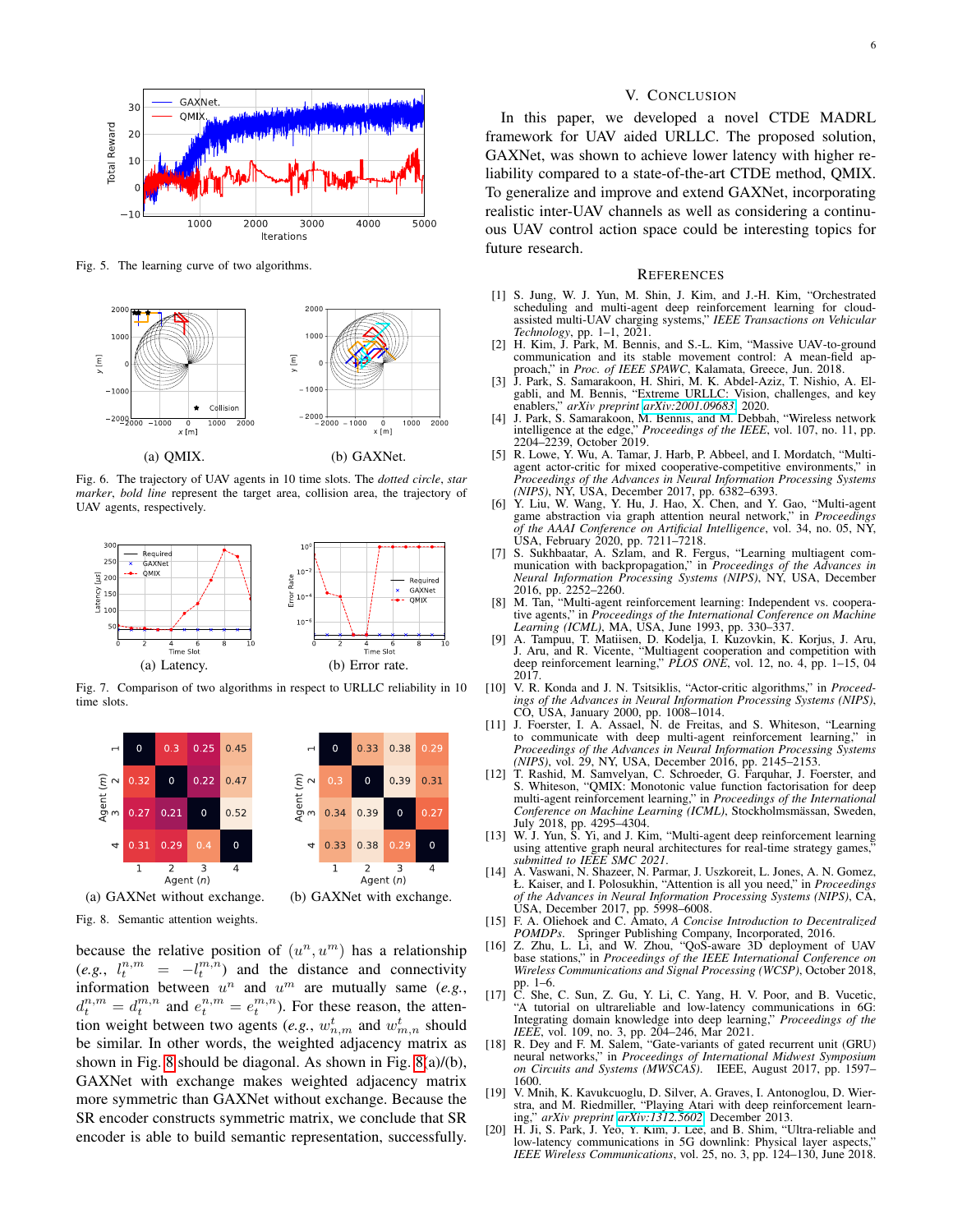30
20
10
0
−10
Total Reward
1000 2000 3000 4000 5000
Iterations
GAXNet
QMIX

Fig. 5. The learning curve of two algorithms.

(a) QMIX.

(b) GAXNet.

Fig. 6. The trajectory of UAV agents in 10 time slots. The *dotted circle*, *star marker*, *bold line* represent the target area, collision area, the trajectory of UAV agents, respectively.

(a) Latency.

(b) Error rate.

Fig. 7. Comparison of two algorithms in respect to URLLC reliability in 10 time slots.

(a) GAXNet without exchange.

(b) GAXNet with exchange.

Fig. 8. Semantic attention weights.

because the relative position of $(u^n, u^m)$ has a relationship (*e.g.*, $l_t^{n,m} = -l_t^{m,n}$) and the distance and connectivity information between $u^n$ and $u^m$ are mutually same (*e.g.*, $d_t^{n,m} = d_t^{m,n}$ and $e_t^{n,m} = e_t^{m,n}$). For these reason, the attention weight between two agents (*e.g.*, $w_{n,m}^t$ and $w_{m,n}^t$ should be similar. In other words, the weighted adjacency matrix as shown in Fig. 8 should be diagonal. As shown in Fig. 8(a)/(b), GAXNet with exchange makes weighted adjacency matrix more symmetric than GAXNet without exchange. Because the SR encoder constructs symmetric matrix, we conclude that SR encoder is able to build semantic representation, successfully.

## V. Conclusion

In this paper, we developed a novel CTDE MADRL framework for UAV aided URLLC. The proposed solution, GAXNet, was shown to achieve lower latency with higher reliability compared to a state-of-the-art CTDE method, QMIX. To generalize and improve and extend GAXNet, incorporating realistic inter-UAV channels as well as considering a continuous UAV control action space could be interesting topics for future research.

## References

[1] S. Jung, W. J. Yun, M. Shin, J. Kim, and J.-H. Kim, "Orchestrated scheduling and multi-agent deep reinforcement learning for cloud-assisted multi-UAV charging systems," *IEEE Transactions on Vehicular Technology*, pp. 1–1, 2021.

[2] H. Kim, J. Park, M. Bennis, and S.-L. Kim, "Massive UAV-to-ground communication and its stable movement control: A mean-field approach," in *Proc. of IEEE SPAWC*, Kalamata, Greece, Jun. 2018.

[3] J. Park, S. Samarakoon, H. Shiri, M. K. Abdel-Aziz, T. Nishio, A. Elgabli, and M. Bennis, "Extreme URLLC: Vision, challenges, and key enablers," *arXiv preprint* arXiv:2001.09683, 2020.

[4] J. Park, S. Samarakoon, M. Bennis, and M. Debbah, "Wireless network intelligence at the edge," *Proceedings of the IEEE*, vol. 107, no. 11, pp. 2204–2239, October 2019.

[5] R. Lowe, Y. Wu, A. Tamar, J. Harb, P. Abbeel, and I. Mordatch, "Multi-agent actor-critic for mixed cooperative-competitive environments," in *Proceedings of the Advances in Neural Information Processing Systems (NIPS)*, NY, USA, December 2017, pp. 6382–6393.

[6] Y. Liu, W. Wang, Y. Hu, J. Hao, X. Chen, and Y. Gao, "Multi-agent game abstraction via graph attention neural network," in *Proceedings of the AAAI Conference on Artificial Intelligence*, vol. 34, no. 05, NY, USA, February 2020, pp. 7211–7218.

[7] S. Sukhbaatar, A. Szlam, and R. Fergus, "Learning multiagent communication with backpropagation," in *Proceedings of the Advances in Neural Information Processing Systems (NIPS)*, NY, USA, December 2016, pp. 2252–2260.

[8] M. Tan, "Multi-agent reinforcement learning: Independent vs. cooperative agents," in *Proceedings of the International Conference on Machine Learning (ICML)*, MA, USA, June 1993, pp. 330–337.

[9] A. Tampuu, T. Matiisen, D. Kodelja, I. Kuzovkin, K. Korjus, J. Aru, J. Aru, and R. Vicente, "Multiagent cooperation and competition with deep reinforcement learning," *PLOS ONE*, vol. 12, no. 4, pp. 1–15, 04 2017.

[10] V. R. Konda and J. N. Tsitsiklis, "Actor-critic algorithms," in *Proceedings of the Advances in Neural Information Processing Systems (NIPS)*, CO, USA, January 2000, pp. 1008–1014.

[11] J. Foerster, I. A. Assael, N. de Freitas, and S. Whiteson, "Learning to communicate with deep multi-agent reinforcement learning," in *Proceedings of the Advances in Neural Information Processing Systems (NIPS)*, vol. 29, NY, USA, December 2016, pp. 2145–2153.

[12] T. Rashid, M. Samvelyan, C. Schroeder, G. Farquhar, J. Foerster, and S. Whiteson, "QMIX: Monotonic value function factorisation for deep multi-agent reinforcement learning," in *Proceedings of the International Conference on Machine Learning (ICML)*, Stockholmsmässan, Sweden, July 2018, pp. 4295–4304.

[13] W. J. Yun, S. Yi, and J. Kim, "Multi-agent deep reinforcement learning using attentive graph neural architectures for real-time strategy games," *submitted to IEEE SMC 2021*.

[14] A. Vaswani, N. Shazeer, N. Parmar, J. Uszkoreit, L. Jones, A. N. Gomez, Ł. Kaiser, and I. Polosukhin, "Attention is all you need," in *Proceedings of the Advances in Neural Information Processing Systems (NIPS)*, CA, USA, December 2017, pp. 5998–6008.

[15] F. A. Oliehoek and C. Amato, *A Concise Introduction to Decentralized POMDPs*. Springer Publishing Company, Incorporated, 2016.

[16] Z. Zhu, L. Li, and W. Zhou, "QoS-aware 3D deployment of UAV base stations," in *Proceedings of the IEEE International Conference on Wireless Communications and Signal Processing (WCSP)*, October 2018, pp. 1–6.

[17] C. She, C. Sun, Z. Gu, Y. Li, C. Yang, H. V. Poor, and B. Vucetic, "A tutorial on ultrareliable and low-latency communications in 6G: Integrating domain knowledge into deep learning," *Proceedings of the IEEE*, vol. 109, no. 3, pp. 204–246, Mar 2021.

[18] R. Dey and F. M. Salem, "Gate-variants of gated recurrent unit (GRU) neural networks," in *Proceedings of International Midwest Symposium on Circuits and Systems (MWSCAS)*. IEEE, August 2017, pp. 1597–1600.

[19] V. Mnih, K. Kavukcuoglu, D. Silver, A. Graves, I. Antonoglou, D. Wierstra, and M. Riedmiller, "Playing Atari with deep reinforcement learning," *arXiv preprint* arXiv:1312.5602, December 2013.

[20] H. Ji, S. Park, J. Yeo, Y. Kim, J. Lee, and B. Shim, "Ultra-reliable and low-latency communications in 5G downlink: Physical layer aspects," *IEEE Wireless Communications*, vol. 25, no. 3, pp. 124–130, June 2018.